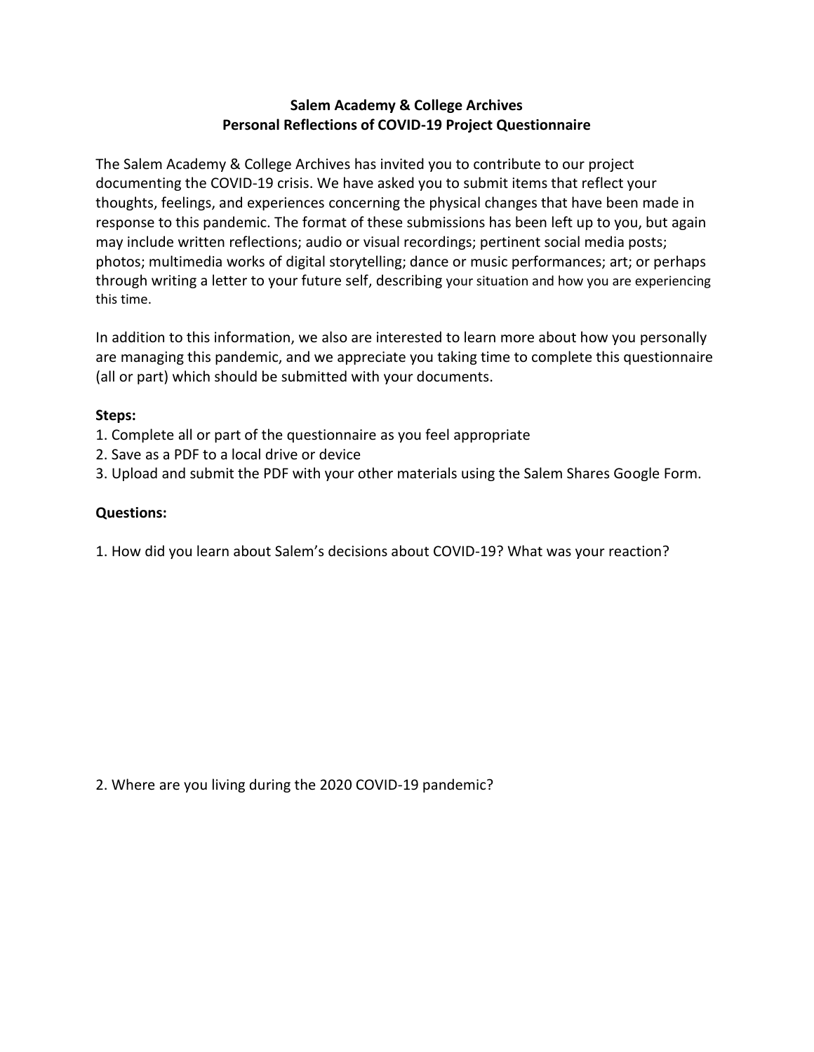**Salem Academy & College Archives**
**Personal Reflections of COVID-19 Project Questionnaire**

The Salem Academy & College Archives has invited you to contribute to our project documenting the COVID-19 crisis. We have asked you to submit items that reflect your thoughts, feelings, and experiences concerning the physical changes that have been made in response to this pandemic. The format of these submissions has been left up to you, but again may include written reflections; audio or visual recordings; pertinent social media posts; photos; multimedia works of digital storytelling; dance or music performances; art; or perhaps through writing a letter to your future self, describing your situation and how you are experiencing this time.

In addition to this information, we also are interested to learn more about how you personally are managing this pandemic, and we appreciate you taking time to complete this questionnaire (all or part) which should be submitted with your documents.

**Steps:**

1. Complete all or part of the questionnaire as you feel appropriate
2. Save as a PDF to a local drive or device
3. Upload and submit the PDF with your other materials using the Salem Shares Google Form.

**Questions:**

1. How did you learn about Salem's decisions about COVID-19? What was your reaction?

2. Where are you living during the 2020 COVID-19 pandemic?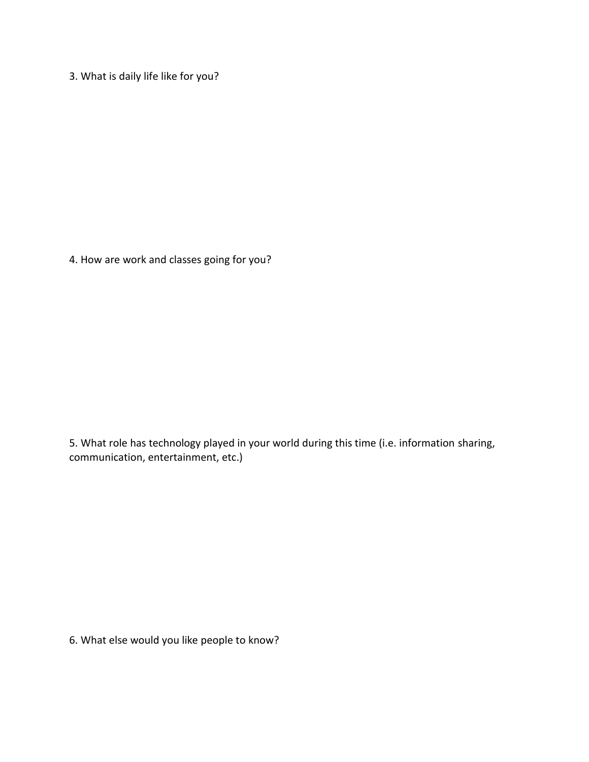3. What is daily life like for you?

4. How are work and classes going for you?

5. What role has technology played in your world during this time (i.e. information sharing, communication, entertainment, etc.)

6. What else would you like people to know?